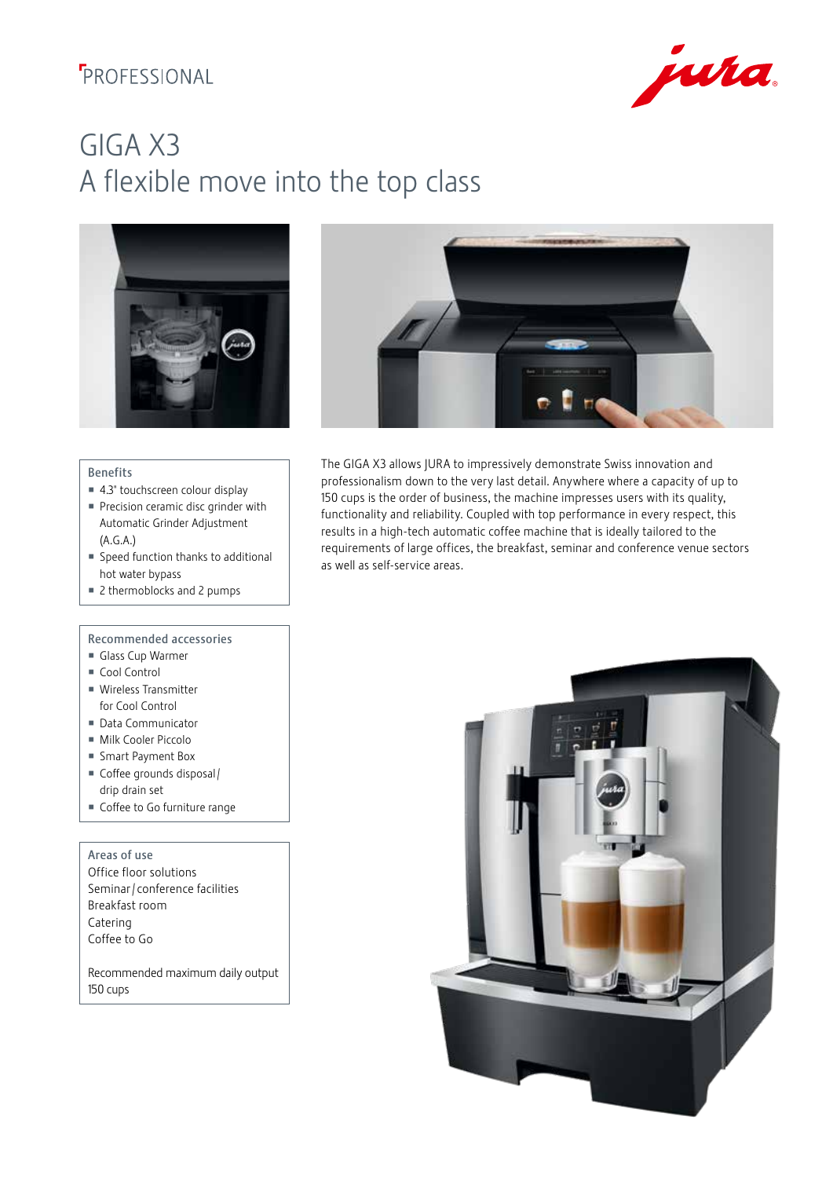PROFESSIONAL

# GIGA X3
## A flexible move into the top class

The GIGA X3 allows JURA to impressively demonstrate Swiss innovation and professionalism down to the very last detail. Anywhere where a capacity of up to 150 cups is the order of business, the machine impresses users with its quality, functionality and reliability. Coupled with top performance in every respect, this results in a high-tech automatic coffee machine that is ideally tailored to the requirements of large offices, the breakfast, seminar and conference venue sectors as well as self-service areas.

### Benefits

- 4.3" touchscreen colour display
- Precision ceramic disc grinder with Automatic Grinder Adjustment (A.G.A.)
- Speed function thanks to additional hot water bypass
- 2 thermoblocks and 2 pumps

### Recommended accessories

- Glass Cup Warmer
- Cool Control
- Wireless Transmitter for Cool Control
- Data Communicator
- Milk Cooler Piccolo
- Smart Payment Box
- Coffee grounds disposal / drip drain set
- Coffee to Go furniture range

### Areas of use

Office floor solutions
Seminar / conference facilities
Breakfast room
Catering
Coffee to Go

Recommended maximum daily output
150 cups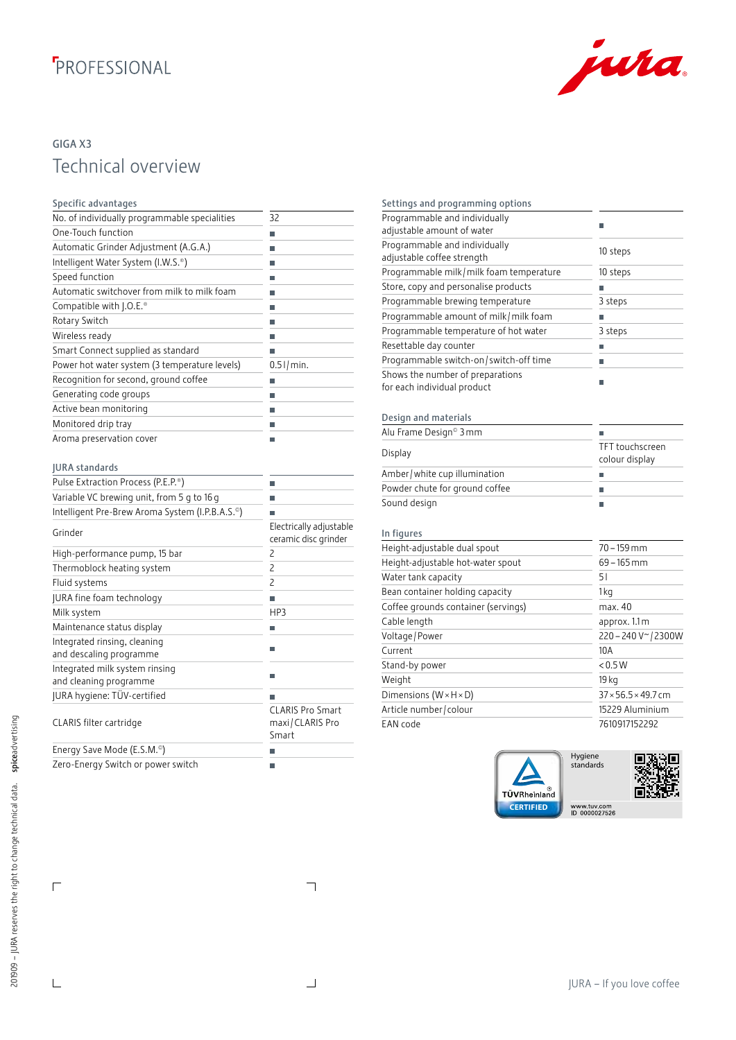PROFESSIONAL

jura

GIGA X3

# Technical overview

## Specific advantages

| | |
|---|---|
| No. of individually programmable specialities | 32 |
| One-Touch function | ■ |
| Automatic Grinder Adjustment (A.G.A.) | ■ |
| Intelligent Water System (I.W.S.®) | ■ |
| Speed function | ■ |
| Automatic switchover from milk to milk foam | ■ |
| Compatible with J.O.E.® | ■ |
| Rotary Switch | ■ |
| Wireless ready | ■ |
| Smart Connect supplied as standard | ■ |
| Power hot water system (3 temperature levels) | 0.5 l / min. |
| Recognition for second, ground coffee | ■ |
| Generating code groups | ■ |
| Active bean monitoring | ■ |
| Monitored drip tray | ■ |
| Aroma preservation cover | ■ |

## JURA standards

| | |
|---|---|
| Pulse Extraction Process (P.E.P.®) | ■ |
| Variable VC brewing unit, from 5 g to 16 g | ■ |
| Intelligent Pre-Brew Aroma System (I.P.B.A.S.©) | ■ |
| Grinder | Electrically adjustable ceramic disc grinder |
| High-performance pump, 15 bar | 2 |
| Thermoblock heating system | 2 |
| Fluid systems | 2 |
| JURA fine foam technology | ■ |
| Milk system | HP3 |
| Maintenance status display | ■ |
| Integrated rinsing, cleaning and descaling programme | ■ |
| Integrated milk system rinsing and cleaning programme | ■ |
| JURA hygiene: TÜV-certified | ■ |
| CLARIS filter cartridge | CLARIS Pro Smart maxi / CLARIS Pro Smart |
| Energy Save Mode (E.S.M.©) | ■ |
| Zero-Energy Switch or power switch | ■ |

## Settings and programming options

| | |
|---|---|
| Programmable and individually adjustable amount of water | ■ |
| Programmable and individually adjustable coffee strength | 10 steps |
| Programmable milk / milk foam temperature | 10 steps |
| Store, copy and personalise products | ■ |
| Programmable brewing temperature | 3 steps |
| Programmable amount of milk / milk foam | ■ |
| Programmable temperature of hot water | 3 steps |
| Resettable day counter | ■ |
| Programmable switch-on / switch-off time | ■ |
| Shows the number of preparations for each individual product | ■ |

## Design and materials

| | |
|---|---|
| Alu Frame Design© 3 mm | ■ |
| Display | TFT touchscreen colour display |
| Amber / white cup illumination | ■ |
| Powder chute for ground coffee | ■ |
| Sound design | ■ |

## In figures

| | |
|---|---|
| Height-adjustable dual spout | 70 – 159 mm |
| Height-adjustable hot-water spout | 69 – 165 mm |
| Water tank capacity | 5 l |
| Bean container holding capacity | 1 kg |
| Coffee grounds container (servings) | max. 40 |
| Cable length | approx. 1.1 m |
| Voltage / Power | 220 – 240 V~ / 2300 W |
| Current | 10A |
| Stand-by power | < 0.5 W |
| Weight | 19 kg |
| Dimensions (W × H × D) | 37 × 56.5 × 49.7 cm |
| Article number / colour | 15229 Aluminium |
| EAN code | 7610917152292 |

TÜVRheinland CERTIFIED
Hygiene standards
www.tuv.com
ID 0000027526

201909 – JURA reserves the right to change technical data. spiceadvertising

JURA – If you love coffee